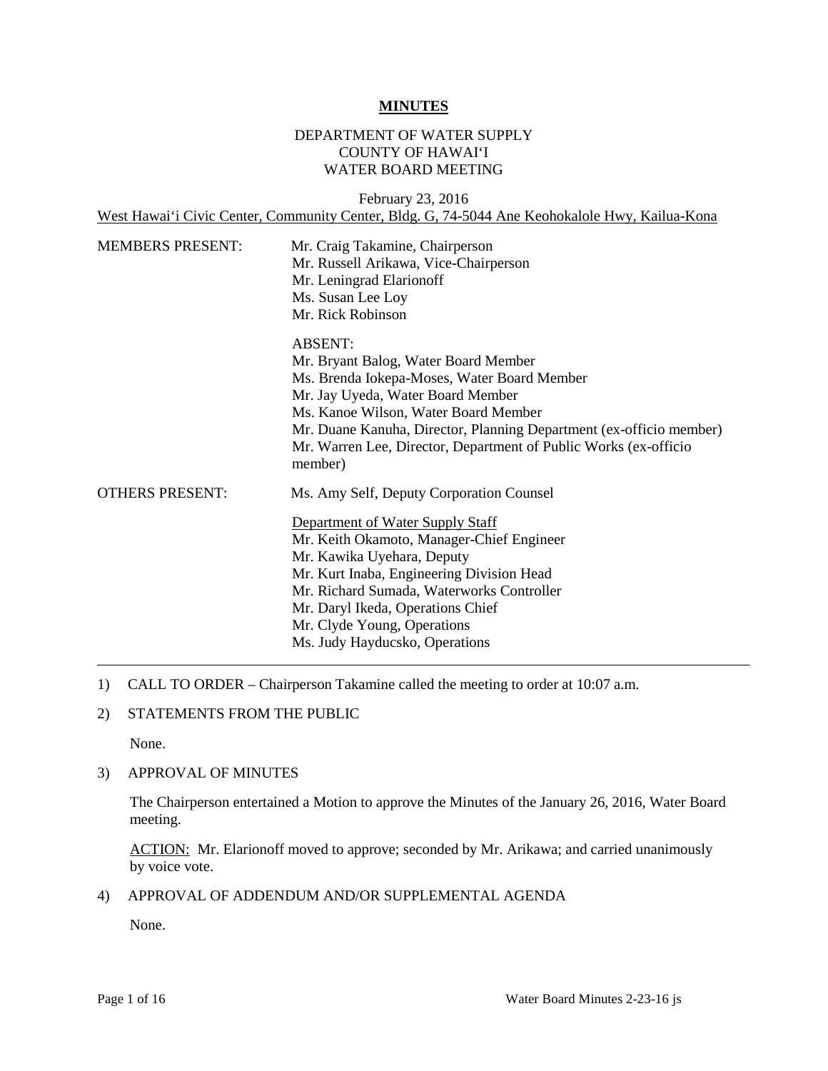# MINUTES

DEPARTMENT OF WATER SUPPLY
COUNTY OF HAWAIʻI
WATER BOARD MEETING

February 23, 2016
West Hawaiʻi Civic Center, Community Center, Bldg. G, 74-5044 Ane Keohokalole Hwy, Kailua-Kona

MEMBERS PRESENT:

Mr. Craig Takamine, Chairperson
Mr. Russell Arikawa, Vice-Chairperson
Mr. Leningrad Elarionoff
Ms. Susan Lee Loy
Mr. Rick Robinson

ABSENT:
Mr. Bryant Balog, Water Board Member
Ms. Brenda Iokepa-Moses, Water Board Member
Mr. Jay Uyeda, Water Board Member
Ms. Kanoe Wilson, Water Board Member
Mr. Duane Kanuha, Director, Planning Department (ex-officio member)
Mr. Warren Lee, Director, Department of Public Works (ex-officio member)

OTHERS PRESENT:

Ms. Amy Self, Deputy Corporation Counsel

Department of Water Supply Staff
Mr. Keith Okamoto, Manager-Chief Engineer
Mr. Kawika Uyehara, Deputy
Mr. Kurt Inaba, Engineering Division Head
Mr. Richard Sumada, Waterworks Controller
Mr. Daryl Ikeda, Operations Chief
Mr. Clyde Young, Operations
Ms. Judy Hayducsko, Operations

---

1) CALL TO ORDER – Chairperson Takamine called the meeting to order at 10:07 a.m.

2) STATEMENTS FROM THE PUBLIC

None.

3) APPROVAL OF MINUTES

The Chairperson entertained a Motion to approve the Minutes of the January 26, 2016, Water Board meeting.

ACTION: Mr. Elarionoff moved to approve; seconded by Mr. Arikawa; and carried unanimously by voice vote.

4) APPROVAL OF ADDENDUM AND/OR SUPPLEMENTAL AGENDA

None.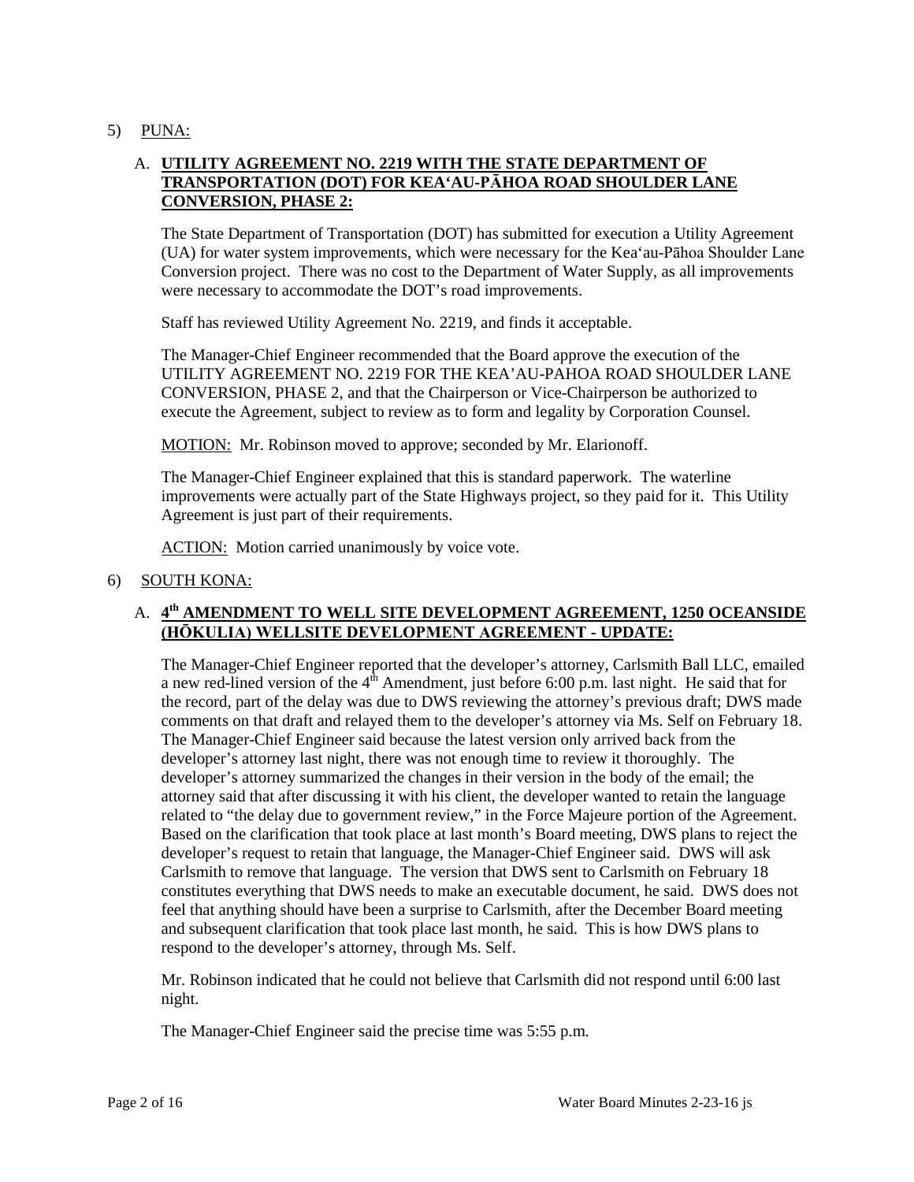5) PUNA:

A. **UTILITY AGREEMENT NO. 2219 WITH THE STATE DEPARTMENT OF TRANSPORTATION (DOT) FOR KEA'AU-PĀHOA ROAD SHOULDER LANE CONVERSION, PHASE 2:**

The State Department of Transportation (DOT) has submitted for execution a Utility Agreement (UA) for water system improvements, which were necessary for the Kea'au-Pāhoa Shoulder Lane Conversion project. There was no cost to the Department of Water Supply, as all improvements were necessary to accommodate the DOT's road improvements.

Staff has reviewed Utility Agreement No. 2219, and finds it acceptable.

The Manager-Chief Engineer recommended that the Board approve the execution of the UTILITY AGREEMENT NO. 2219 FOR THE KEA'AU-PAHOA ROAD SHOULDER LANE CONVERSION, PHASE 2, and that the Chairperson or Vice-Chairperson be authorized to execute the Agreement, subject to review as to form and legality by Corporation Counsel.

MOTION: Mr. Robinson moved to approve; seconded by Mr. Elarionoff.

The Manager-Chief Engineer explained that this is standard paperwork. The waterline improvements were actually part of the State Highways project, so they paid for it. This Utility Agreement is just part of their requirements.

ACTION: Motion carried unanimously by voice vote.

6) SOUTH KONA:

A. **4th AMENDMENT TO WELL SITE DEVELOPMENT AGREEMENT, 1250 OCEANSIDE (HŌKULIA) WELLSITE DEVELOPMENT AGREEMENT - UPDATE:**

The Manager-Chief Engineer reported that the developer's attorney, Carlsmith Ball LLC, emailed a new red-lined version of the 4th Amendment, just before 6:00 p.m. last night. He said that for the record, part of the delay was due to DWS reviewing the attorney's previous draft; DWS made comments on that draft and relayed them to the developer's attorney via Ms. Self on February 18. The Manager-Chief Engineer said because the latest version only arrived back from the developer's attorney last night, there was not enough time to review it thoroughly. The developer's attorney summarized the changes in their version in the body of the email; the attorney said that after discussing it with his client, the developer wanted to retain the language related to "the delay due to government review," in the Force Majeure portion of the Agreement. Based on the clarification that took place at last month's Board meeting, DWS plans to reject the developer's request to retain that language, the Manager-Chief Engineer said. DWS will ask Carlsmith to remove that language. The version that DWS sent to Carlsmith on February 18 constitutes everything that DWS needs to make an executable document, he said. DWS does not feel that anything should have been a surprise to Carlsmith, after the December Board meeting and subsequent clarification that took place last month, he said. This is how DWS plans to respond to the developer's attorney, through Ms. Self.

Mr. Robinson indicated that he could not believe that Carlsmith did not respond until 6:00 last night.

The Manager-Chief Engineer said the precise time was 5:55 p.m.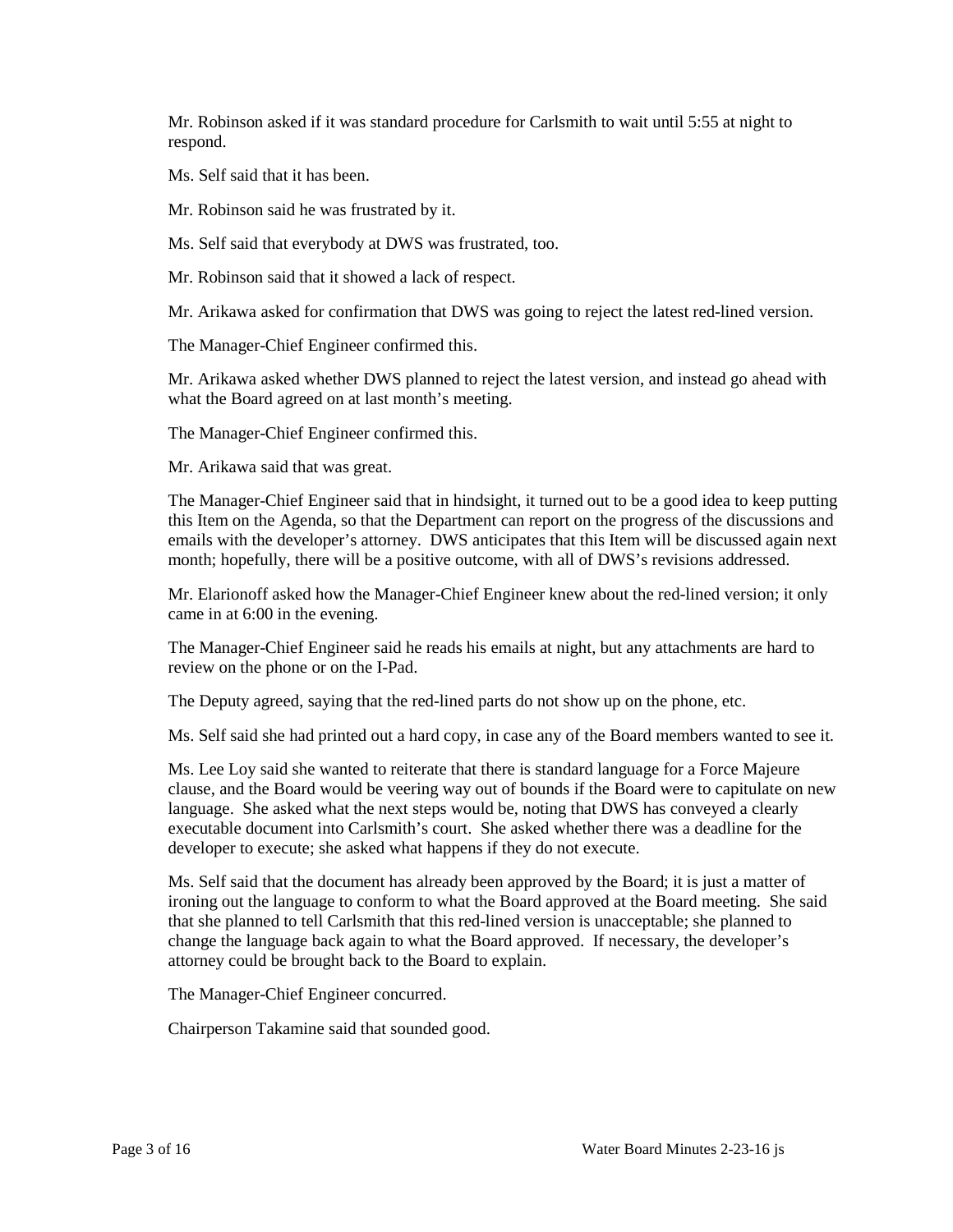Mr. Robinson asked if it was standard procedure for Carlsmith to wait until 5:55 at night to respond.

Ms. Self said that it has been.

Mr. Robinson said he was frustrated by it.

Ms. Self said that everybody at DWS was frustrated, too.

Mr. Robinson said that it showed a lack of respect.

Mr. Arikawa asked for confirmation that DWS was going to reject the latest red-lined version.

The Manager-Chief Engineer confirmed this.

Mr. Arikawa asked whether DWS planned to reject the latest version, and instead go ahead with what the Board agreed on at last month's meeting.

The Manager-Chief Engineer confirmed this.

Mr. Arikawa said that was great.

The Manager-Chief Engineer said that in hindsight, it turned out to be a good idea to keep putting this Item on the Agenda, so that the Department can report on the progress of the discussions and emails with the developer's attorney. DWS anticipates that this Item will be discussed again next month; hopefully, there will be a positive outcome, with all of DWS's revisions addressed.

Mr. Elarionoff asked how the Manager-Chief Engineer knew about the red-lined version; it only came in at 6:00 in the evening.

The Manager-Chief Engineer said he reads his emails at night, but any attachments are hard to review on the phone or on the I-Pad.

The Deputy agreed, saying that the red-lined parts do not show up on the phone, etc.

Ms. Self said she had printed out a hard copy, in case any of the Board members wanted to see it.

Ms. Lee Loy said she wanted to reiterate that there is standard language for a Force Majeure clause, and the Board would be veering way out of bounds if the Board were to capitulate on new language. She asked what the next steps would be, noting that DWS has conveyed a clearly executable document into Carlsmith's court. She asked whether there was a deadline for the developer to execute; she asked what happens if they do not execute.

Ms. Self said that the document has already been approved by the Board; it is just a matter of ironing out the language to conform to what the Board approved at the Board meeting. She said that she planned to tell Carlsmith that this red-lined version is unacceptable; she planned to change the language back again to what the Board approved. If necessary, the developer's attorney could be brought back to the Board to explain.

The Manager-Chief Engineer concurred.

Chairperson Takamine said that sounded good.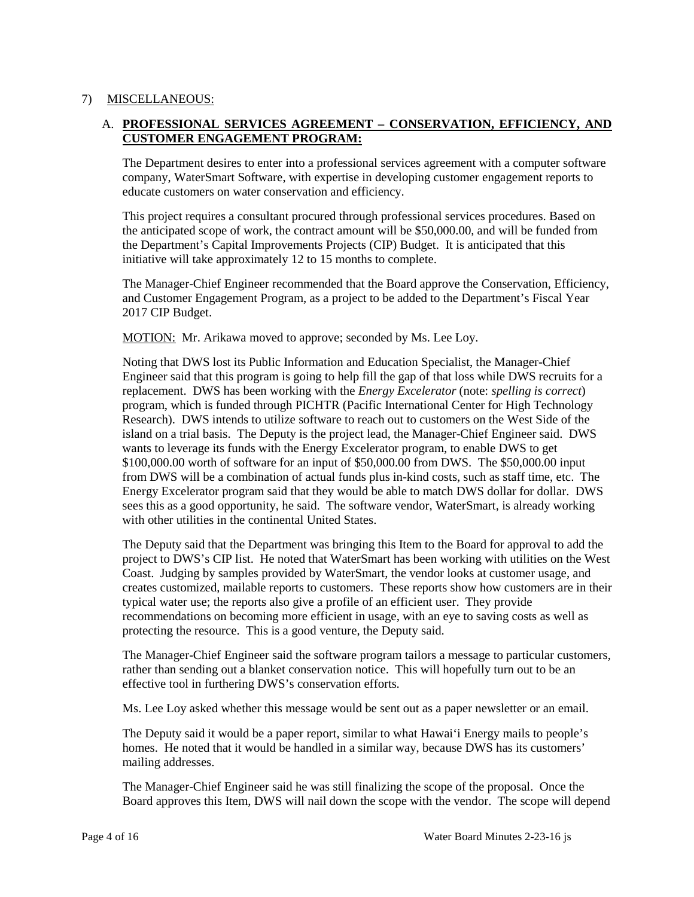7) MISCELLANEOUS:

A. **PROFESSIONAL SERVICES AGREEMENT – CONSERVATION, EFFICIENCY, AND CUSTOMER ENGAGEMENT PROGRAM:**

The Department desires to enter into a professional services agreement with a computer software company, WaterSmart Software, with expertise in developing customer engagement reports to educate customers on water conservation and efficiency.

This project requires a consultant procured through professional services procedures. Based on the anticipated scope of work, the contract amount will be $50,000.00, and will be funded from the Department's Capital Improvements Projects (CIP) Budget. It is anticipated that this initiative will take approximately 12 to 15 months to complete.

The Manager-Chief Engineer recommended that the Board approve the Conservation, Efficiency, and Customer Engagement Program, as a project to be added to the Department's Fiscal Year 2017 CIP Budget.

MOTION: Mr. Arikawa moved to approve; seconded by Ms. Lee Loy.

Noting that DWS lost its Public Information and Education Specialist, the Manager-Chief Engineer said that this program is going to help fill the gap of that loss while DWS recruits for a replacement. DWS has been working with the *Energy Excelerator* (note: *spelling is correct*) program, which is funded through PICHTR (Pacific International Center for High Technology Research). DWS intends to utilize software to reach out to customers on the West Side of the island on a trial basis. The Deputy is the project lead, the Manager-Chief Engineer said. DWS wants to leverage its funds with the Energy Excelerator program, to enable DWS to get $100,000.00 worth of software for an input of $50,000.00 from DWS. The $50,000.00 input from DWS will be a combination of actual funds plus in-kind costs, such as staff time, etc. The Energy Excelerator program said that they would be able to match DWS dollar for dollar. DWS sees this as a good opportunity, he said. The software vendor, WaterSmart, is already working with other utilities in the continental United States.

The Deputy said that the Department was bringing this Item to the Board for approval to add the project to DWS's CIP list. He noted that WaterSmart has been working with utilities on the West Coast. Judging by samples provided by WaterSmart, the vendor looks at customer usage, and creates customized, mailable reports to customers. These reports show how customers are in their typical water use; the reports also give a profile of an efficient user. They provide recommendations on becoming more efficient in usage, with an eye to saving costs as well as protecting the resource. This is a good venture, the Deputy said.

The Manager-Chief Engineer said the software program tailors a message to particular customers, rather than sending out a blanket conservation notice. This will hopefully turn out to be an effective tool in furthering DWS's conservation efforts.

Ms. Lee Loy asked whether this message would be sent out as a paper newsletter or an email.

The Deputy said it would be a paper report, similar to what Hawai'i Energy mails to people's homes. He noted that it would be handled in a similar way, because DWS has its customers' mailing addresses.

The Manager-Chief Engineer said he was still finalizing the scope of the proposal. Once the Board approves this Item, DWS will nail down the scope with the vendor. The scope will depend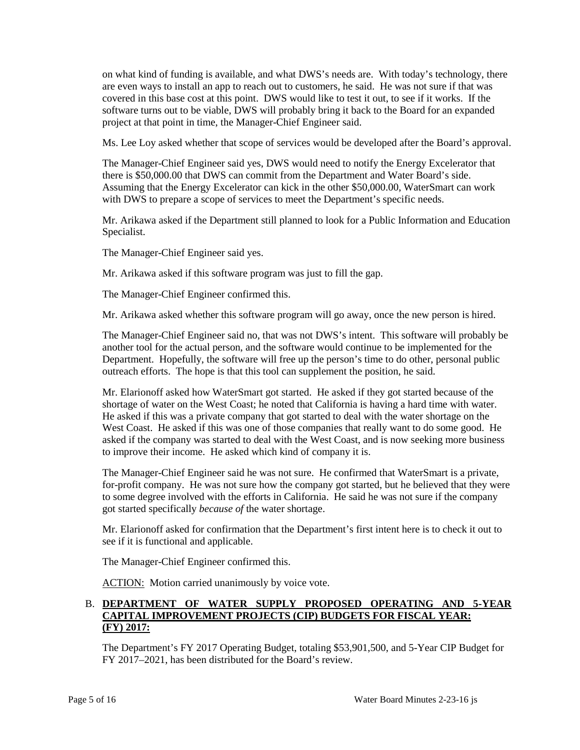on what kind of funding is available, and what DWS's needs are. With today's technology, there are even ways to install an app to reach out to customers, he said. He was not sure if that was covered in this base cost at this point. DWS would like to test it out, to see if it works. If the software turns out to be viable, DWS will probably bring it back to the Board for an expanded project at that point in time, the Manager-Chief Engineer said.

Ms. Lee Loy asked whether that scope of services would be developed after the Board's approval.

The Manager-Chief Engineer said yes, DWS would need to notify the Energy Excelerator that there is $50,000.00 that DWS can commit from the Department and Water Board's side. Assuming that the Energy Excelerator can kick in the other $50,000.00, WaterSmart can work with DWS to prepare a scope of services to meet the Department's specific needs.

Mr. Arikawa asked if the Department still planned to look for a Public Information and Education Specialist.

The Manager-Chief Engineer said yes.

Mr. Arikawa asked if this software program was just to fill the gap.

The Manager-Chief Engineer confirmed this.

Mr. Arikawa asked whether this software program will go away, once the new person is hired.

The Manager-Chief Engineer said no, that was not DWS's intent. This software will probably be another tool for the actual person, and the software would continue to be implemented for the Department. Hopefully, the software will free up the person's time to do other, personal public outreach efforts. The hope is that this tool can supplement the position, he said.

Mr. Elarionoff asked how WaterSmart got started. He asked if they got started because of the shortage of water on the West Coast; he noted that California is having a hard time with water. He asked if this was a private company that got started to deal with the water shortage on the West Coast. He asked if this was one of those companies that really want to do some good. He asked if the company was started to deal with the West Coast, and is now seeking more business to improve their income. He asked which kind of company it is.

The Manager-Chief Engineer said he was not sure. He confirmed that WaterSmart is a private, for-profit company. He was not sure how the company got started, but he believed that they were to some degree involved with the efforts in California. He said he was not sure if the company got started specifically *because of* the water shortage.

Mr. Elarionoff asked for confirmation that the Department's first intent here is to check it out to see if it is functional and applicable.

The Manager-Chief Engineer confirmed this.

ACTION: Motion carried unanimously by voice vote.

## B. DEPARTMENT OF WATER SUPPLY PROPOSED OPERATING AND 5-YEAR CAPITAL IMPROVEMENT PROJECTS (CIP) BUDGETS FOR FISCAL YEAR: (FY) 2017:

The Department's FY 2017 Operating Budget, totaling $53,901,500, and 5-Year CIP Budget for FY 2017–2021, has been distributed for the Board's review.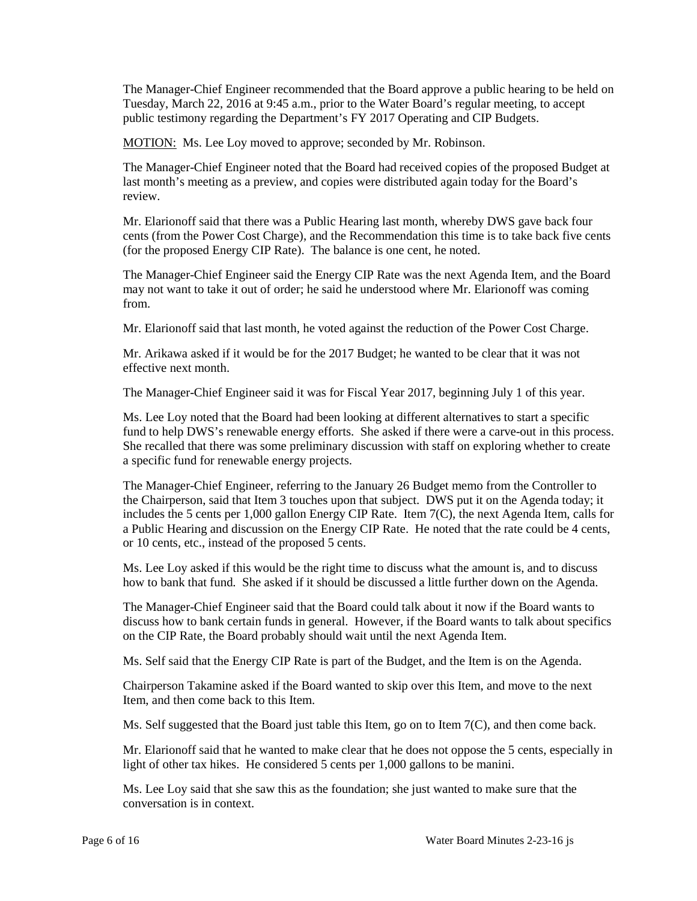The Manager-Chief Engineer recommended that the Board approve a public hearing to be held on Tuesday, March 22, 2016 at 9:45 a.m., prior to the Water Board's regular meeting, to accept public testimony regarding the Department's FY 2017 Operating and CIP Budgets.

MOTION: Ms. Lee Loy moved to approve; seconded by Mr. Robinson.

The Manager-Chief Engineer noted that the Board had received copies of the proposed Budget at last month's meeting as a preview, and copies were distributed again today for the Board's review.

Mr. Elarionoff said that there was a Public Hearing last month, whereby DWS gave back four cents (from the Power Cost Charge), and the Recommendation this time is to take back five cents (for the proposed Energy CIP Rate). The balance is one cent, he noted.

The Manager-Chief Engineer said the Energy CIP Rate was the next Agenda Item, and the Board may not want to take it out of order; he said he understood where Mr. Elarionoff was coming from.

Mr. Elarionoff said that last month, he voted against the reduction of the Power Cost Charge.

Mr. Arikawa asked if it would be for the 2017 Budget; he wanted to be clear that it was not effective next month.

The Manager-Chief Engineer said it was for Fiscal Year 2017, beginning July 1 of this year.

Ms. Lee Loy noted that the Board had been looking at different alternatives to start a specific fund to help DWS's renewable energy efforts. She asked if there were a carve-out in this process. She recalled that there was some preliminary discussion with staff on exploring whether to create a specific fund for renewable energy projects.

The Manager-Chief Engineer, referring to the January 26 Budget memo from the Controller to the Chairperson, said that Item 3 touches upon that subject. DWS put it on the Agenda today; it includes the 5 cents per 1,000 gallon Energy CIP Rate. Item 7(C), the next Agenda Item, calls for a Public Hearing and discussion on the Energy CIP Rate. He noted that the rate could be 4 cents, or 10 cents, etc., instead of the proposed 5 cents.

Ms. Lee Loy asked if this would be the right time to discuss what the amount is, and to discuss how to bank that fund. She asked if it should be discussed a little further down on the Agenda.

The Manager-Chief Engineer said that the Board could talk about it now if the Board wants to discuss how to bank certain funds in general. However, if the Board wants to talk about specifics on the CIP Rate, the Board probably should wait until the next Agenda Item.

Ms. Self said that the Energy CIP Rate is part of the Budget, and the Item is on the Agenda.

Chairperson Takamine asked if the Board wanted to skip over this Item, and move to the next Item, and then come back to this Item.

Ms. Self suggested that the Board just table this Item, go on to Item 7(C), and then come back.

Mr. Elarionoff said that he wanted to make clear that he does not oppose the 5 cents, especially in light of other tax hikes. He considered 5 cents per 1,000 gallons to be manini.

Ms. Lee Loy said that she saw this as the foundation; she just wanted to make sure that the conversation is in context.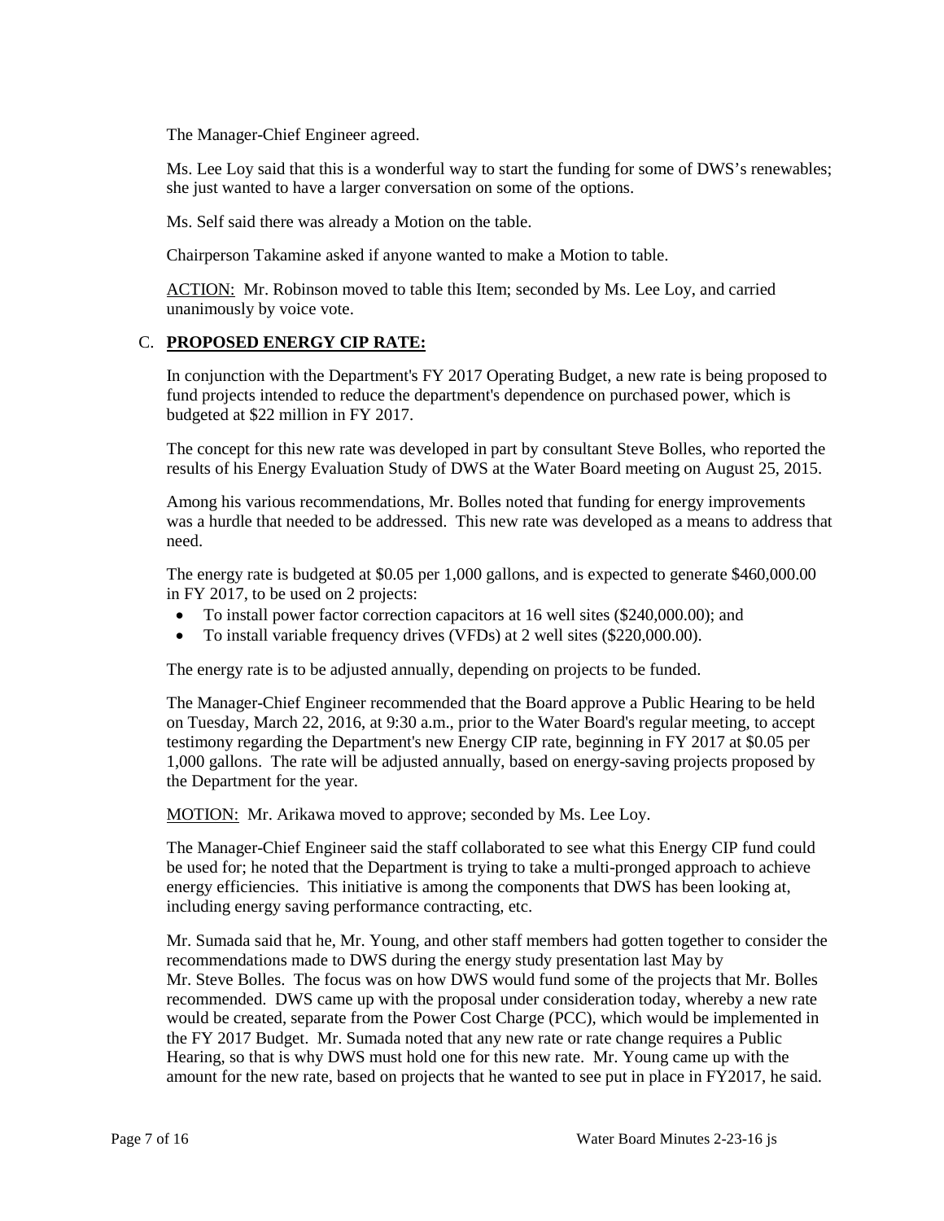The Manager-Chief Engineer agreed.

Ms. Lee Loy said that this is a wonderful way to start the funding for some of DWS's renewables; she just wanted to have a larger conversation on some of the options.

Ms. Self said there was already a Motion on the table.

Chairperson Takamine asked if anyone wanted to make a Motion to table.

ACTION: Mr. Robinson moved to table this Item; seconded by Ms. Lee Loy, and carried unanimously by voice vote.

C. **PROPOSED ENERGY CIP RATE:**

In conjunction with the Department's FY 2017 Operating Budget, a new rate is being proposed to fund projects intended to reduce the department's dependence on purchased power, which is budgeted at $22 million in FY 2017.

The concept for this new rate was developed in part by consultant Steve Bolles, who reported the results of his Energy Evaluation Study of DWS at the Water Board meeting on August 25, 2015.

Among his various recommendations, Mr. Bolles noted that funding for energy improvements was a hurdle that needed to be addressed. This new rate was developed as a means to address that need.

The energy rate is budgeted at $0.05 per 1,000 gallons, and is expected to generate $460,000.00 in FY 2017, to be used on 2 projects:

- To install power factor correction capacitors at 16 well sites ($240,000.00); and
- To install variable frequency drives (VFDs) at 2 well sites ($220,000.00).

The energy rate is to be adjusted annually, depending on projects to be funded.

The Manager-Chief Engineer recommended that the Board approve a Public Hearing to be held on Tuesday, March 22, 2016, at 9:30 a.m., prior to the Water Board's regular meeting, to accept testimony regarding the Department's new Energy CIP rate, beginning in FY 2017 at $0.05 per 1,000 gallons. The rate will be adjusted annually, based on energy-saving projects proposed by the Department for the year.

MOTION: Mr. Arikawa moved to approve; seconded by Ms. Lee Loy.

The Manager-Chief Engineer said the staff collaborated to see what this Energy CIP fund could be used for; he noted that the Department is trying to take a multi-pronged approach to achieve energy efficiencies. This initiative is among the components that DWS has been looking at, including energy saving performance contracting, etc.

Mr. Sumada said that he, Mr. Young, and other staff members had gotten together to consider the recommendations made to DWS during the energy study presentation last May by Mr. Steve Bolles. The focus was on how DWS would fund some of the projects that Mr. Bolles recommended. DWS came up with the proposal under consideration today, whereby a new rate would be created, separate from the Power Cost Charge (PCC), which would be implemented in the FY 2017 Budget. Mr. Sumada noted that any new rate or rate change requires a Public Hearing, so that is why DWS must hold one for this new rate. Mr. Young came up with the amount for the new rate, based on projects that he wanted to see put in place in FY2017, he said.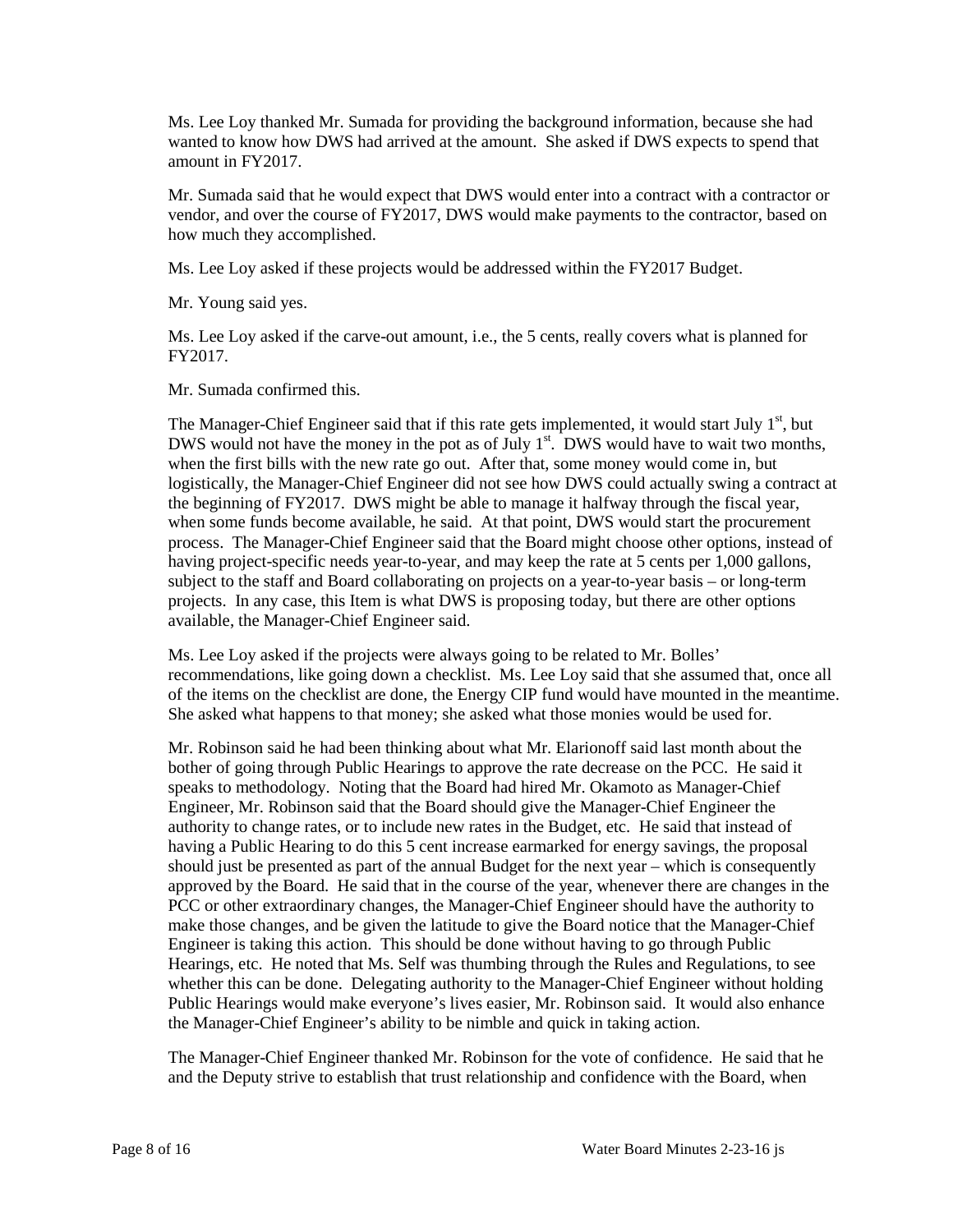Ms. Lee Loy thanked Mr. Sumada for providing the background information, because she had wanted to know how DWS had arrived at the amount. She asked if DWS expects to spend that amount in FY2017.

Mr. Sumada said that he would expect that DWS would enter into a contract with a contractor or vendor, and over the course of FY2017, DWS would make payments to the contractor, based on how much they accomplished.

Ms. Lee Loy asked if these projects would be addressed within the FY2017 Budget.

Mr. Young said yes.

Ms. Lee Loy asked if the carve-out amount, i.e., the 5 cents, really covers what is planned for FY2017.

Mr. Sumada confirmed this.

The Manager-Chief Engineer said that if this rate gets implemented, it would start July 1st, but DWS would not have the money in the pot as of July 1st. DWS would have to wait two months, when the first bills with the new rate go out. After that, some money would come in, but logistically, the Manager-Chief Engineer did not see how DWS could actually swing a contract at the beginning of FY2017. DWS might be able to manage it halfway through the fiscal year, when some funds become available, he said. At that point, DWS would start the procurement process. The Manager-Chief Engineer said that the Board might choose other options, instead of having project-specific needs year-to-year, and may keep the rate at 5 cents per 1,000 gallons, subject to the staff and Board collaborating on projects on a year-to-year basis – or long-term projects. In any case, this Item is what DWS is proposing today, but there are other options available, the Manager-Chief Engineer said.

Ms. Lee Loy asked if the projects were always going to be related to Mr. Bolles' recommendations, like going down a checklist. Ms. Lee Loy said that she assumed that, once all of the items on the checklist are done, the Energy CIP fund would have mounted in the meantime. She asked what happens to that money; she asked what those monies would be used for.

Mr. Robinson said he had been thinking about what Mr. Elarionoff said last month about the bother of going through Public Hearings to approve the rate decrease on the PCC. He said it speaks to methodology. Noting that the Board had hired Mr. Okamoto as Manager-Chief Engineer, Mr. Robinson said that the Board should give the Manager-Chief Engineer the authority to change rates, or to include new rates in the Budget, etc. He said that instead of having a Public Hearing to do this 5 cent increase earmarked for energy savings, the proposal should just be presented as part of the annual Budget for the next year – which is consequently approved by the Board. He said that in the course of the year, whenever there are changes in the PCC or other extraordinary changes, the Manager-Chief Engineer should have the authority to make those changes, and be given the latitude to give the Board notice that the Manager-Chief Engineer is taking this action. This should be done without having to go through Public Hearings, etc. He noted that Ms. Self was thumbing through the Rules and Regulations, to see whether this can be done. Delegating authority to the Manager-Chief Engineer without holding Public Hearings would make everyone's lives easier, Mr. Robinson said. It would also enhance the Manager-Chief Engineer's ability to be nimble and quick in taking action.

The Manager-Chief Engineer thanked Mr. Robinson for the vote of confidence. He said that he and the Deputy strive to establish that trust relationship and confidence with the Board, when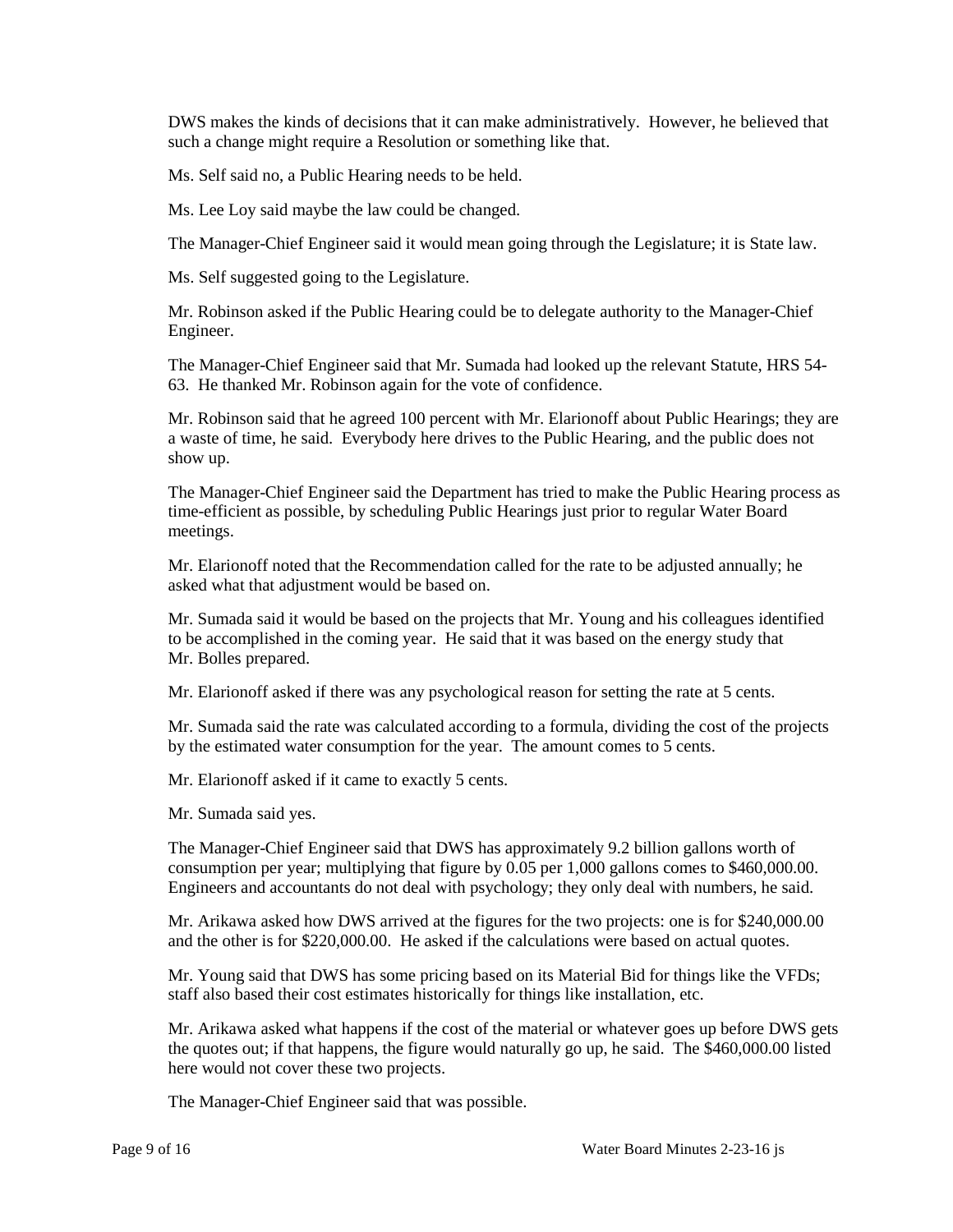DWS makes the kinds of decisions that it can make administratively. However, he believed that such a change might require a Resolution or something like that.

Ms. Self said no, a Public Hearing needs to be held.

Ms. Lee Loy said maybe the law could be changed.

The Manager-Chief Engineer said it would mean going through the Legislature; it is State law.

Ms. Self suggested going to the Legislature.

Mr. Robinson asked if the Public Hearing could be to delegate authority to the Manager-Chief Engineer.

The Manager-Chief Engineer said that Mr. Sumada had looked up the relevant Statute, HRS 54-63. He thanked Mr. Robinson again for the vote of confidence.

Mr. Robinson said that he agreed 100 percent with Mr. Elarionoff about Public Hearings; they are a waste of time, he said. Everybody here drives to the Public Hearing, and the public does not show up.

The Manager-Chief Engineer said the Department has tried to make the Public Hearing process as time-efficient as possible, by scheduling Public Hearings just prior to regular Water Board meetings.

Mr. Elarionoff noted that the Recommendation called for the rate to be adjusted annually; he asked what that adjustment would be based on.

Mr. Sumada said it would be based on the projects that Mr. Young and his colleagues identified to be accomplished in the coming year. He said that it was based on the energy study that Mr. Bolles prepared.

Mr. Elarionoff asked if there was any psychological reason for setting the rate at 5 cents.

Mr. Sumada said the rate was calculated according to a formula, dividing the cost of the projects by the estimated water consumption for the year. The amount comes to 5 cents.

Mr. Elarionoff asked if it came to exactly 5 cents.

Mr. Sumada said yes.

The Manager-Chief Engineer said that DWS has approximately 9.2 billion gallons worth of consumption per year; multiplying that figure by 0.05 per 1,000 gallons comes to $460,000.00. Engineers and accountants do not deal with psychology; they only deal with numbers, he said.

Mr. Arikawa asked how DWS arrived at the figures for the two projects: one is for $240,000.00 and the other is for $220,000.00. He asked if the calculations were based on actual quotes.

Mr. Young said that DWS has some pricing based on its Material Bid for things like the VFDs; staff also based their cost estimates historically for things like installation, etc.

Mr. Arikawa asked what happens if the cost of the material or whatever goes up before DWS gets the quotes out; if that happens, the figure would naturally go up, he said. The $460,000.00 listed here would not cover these two projects.

The Manager-Chief Engineer said that was possible.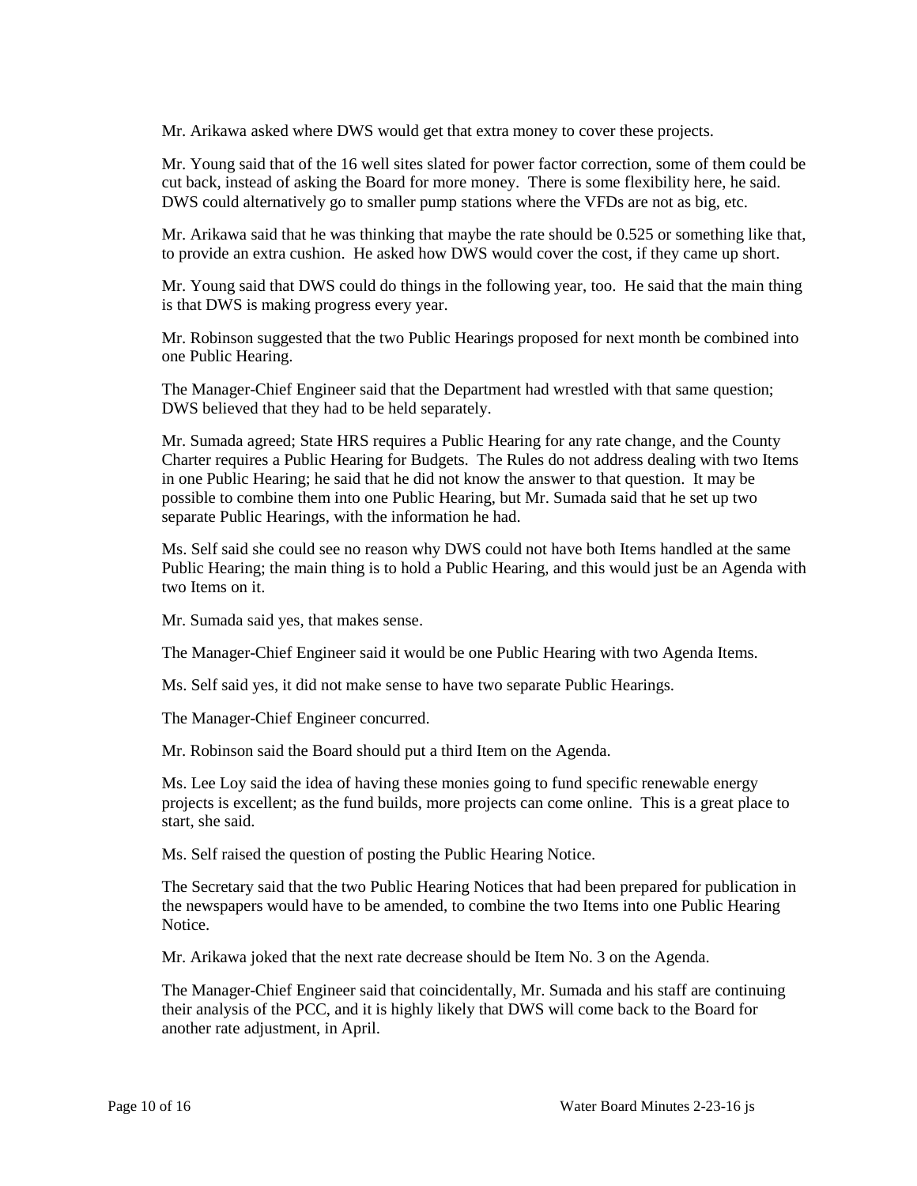Mr. Arikawa asked where DWS would get that extra money to cover these projects.

Mr. Young said that of the 16 well sites slated for power factor correction, some of them could be cut back, instead of asking the Board for more money. There is some flexibility here, he said. DWS could alternatively go to smaller pump stations where the VFDs are not as big, etc.

Mr. Arikawa said that he was thinking that maybe the rate should be 0.525 or something like that, to provide an extra cushion. He asked how DWS would cover the cost, if they came up short.

Mr. Young said that DWS could do things in the following year, too. He said that the main thing is that DWS is making progress every year.

Mr. Robinson suggested that the two Public Hearings proposed for next month be combined into one Public Hearing.

The Manager-Chief Engineer said that the Department had wrestled with that same question; DWS believed that they had to be held separately.

Mr. Sumada agreed; State HRS requires a Public Hearing for any rate change, and the County Charter requires a Public Hearing for Budgets. The Rules do not address dealing with two Items in one Public Hearing; he said that he did not know the answer to that question. It may be possible to combine them into one Public Hearing, but Mr. Sumada said that he set up two separate Public Hearings, with the information he had.

Ms. Self said she could see no reason why DWS could not have both Items handled at the same Public Hearing; the main thing is to hold a Public Hearing, and this would just be an Agenda with two Items on it.

Mr. Sumada said yes, that makes sense.

The Manager-Chief Engineer said it would be one Public Hearing with two Agenda Items.

Ms. Self said yes, it did not make sense to have two separate Public Hearings.

The Manager-Chief Engineer concurred.

Mr. Robinson said the Board should put a third Item on the Agenda.

Ms. Lee Loy said the idea of having these monies going to fund specific renewable energy projects is excellent; as the fund builds, more projects can come online. This is a great place to start, she said.

Ms. Self raised the question of posting the Public Hearing Notice.

The Secretary said that the two Public Hearing Notices that had been prepared for publication in the newspapers would have to be amended, to combine the two Items into one Public Hearing Notice.

Mr. Arikawa joked that the next rate decrease should be Item No. 3 on the Agenda.

The Manager-Chief Engineer said that coincidentally, Mr. Sumada and his staff are continuing their analysis of the PCC, and it is highly likely that DWS will come back to the Board for another rate adjustment, in April.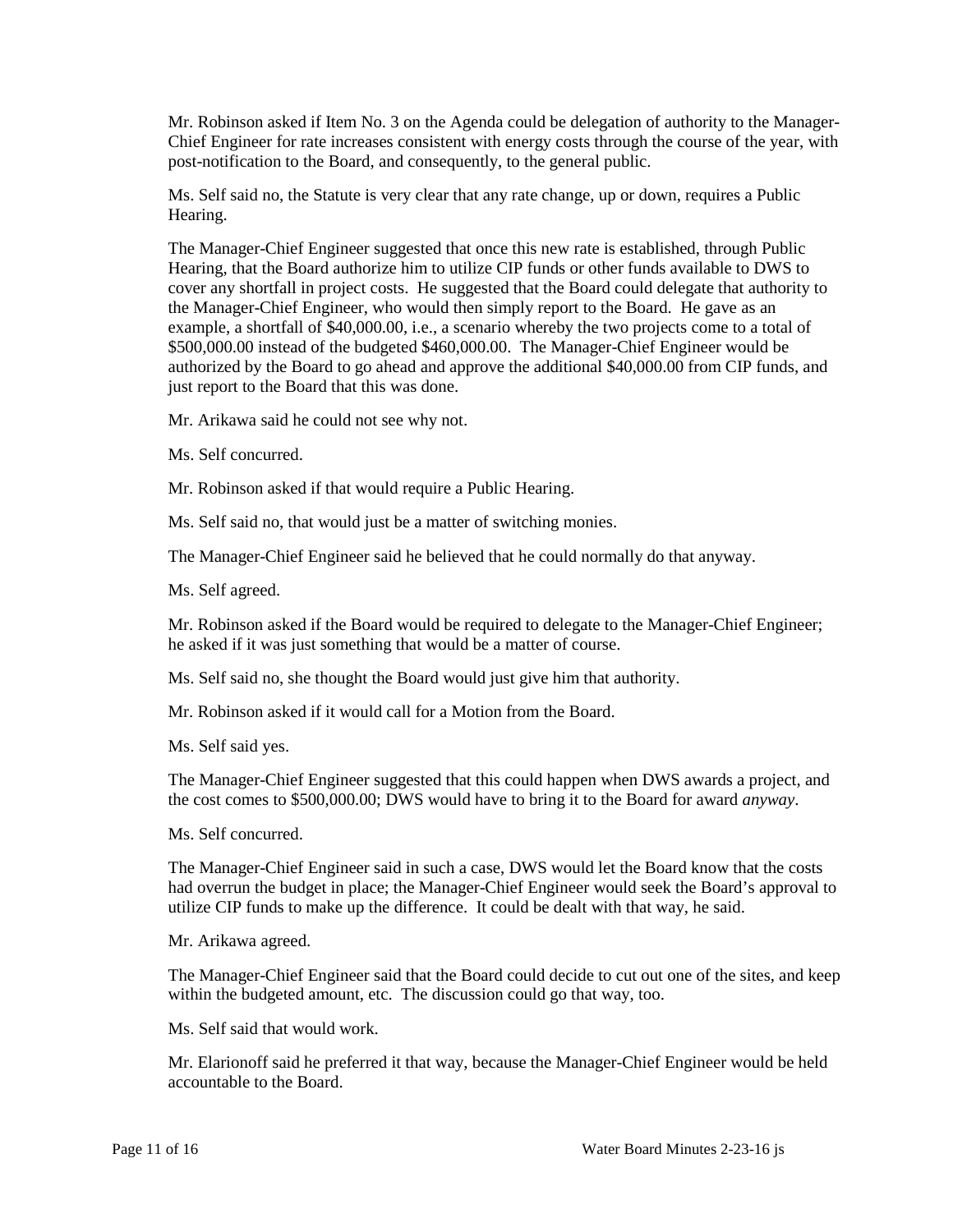Mr. Robinson asked if Item No. 3 on the Agenda could be delegation of authority to the Manager-Chief Engineer for rate increases consistent with energy costs through the course of the year, with post-notification to the Board, and consequently, to the general public.

Ms. Self said no, the Statute is very clear that any rate change, up or down, requires a Public Hearing.

The Manager-Chief Engineer suggested that once this new rate is established, through Public Hearing, that the Board authorize him to utilize CIP funds or other funds available to DWS to cover any shortfall in project costs. He suggested that the Board could delegate that authority to the Manager-Chief Engineer, who would then simply report to the Board. He gave as an example, a shortfall of $40,000.00, i.e., a scenario whereby the two projects come to a total of $500,000.00 instead of the budgeted $460,000.00. The Manager-Chief Engineer would be authorized by the Board to go ahead and approve the additional $40,000.00 from CIP funds, and just report to the Board that this was done.

Mr. Arikawa said he could not see why not.

Ms. Self concurred.

Mr. Robinson asked if that would require a Public Hearing.

Ms. Self said no, that would just be a matter of switching monies.

The Manager-Chief Engineer said he believed that he could normally do that anyway.

Ms. Self agreed.

Mr. Robinson asked if the Board would be required to delegate to the Manager-Chief Engineer; he asked if it was just something that would be a matter of course.

Ms. Self said no, she thought the Board would just give him that authority.

Mr. Robinson asked if it would call for a Motion from the Board.

Ms. Self said yes.

The Manager-Chief Engineer suggested that this could happen when DWS awards a project, and the cost comes to $500,000.00; DWS would have to bring it to the Board for award *anyway*.

Ms. Self concurred.

The Manager-Chief Engineer said in such a case, DWS would let the Board know that the costs had overrun the budget in place; the Manager-Chief Engineer would seek the Board's approval to utilize CIP funds to make up the difference. It could be dealt with that way, he said.

Mr. Arikawa agreed.

The Manager-Chief Engineer said that the Board could decide to cut out one of the sites, and keep within the budgeted amount, etc. The discussion could go that way, too.

Ms. Self said that would work.

Mr. Elarionoff said he preferred it that way, because the Manager-Chief Engineer would be held accountable to the Board.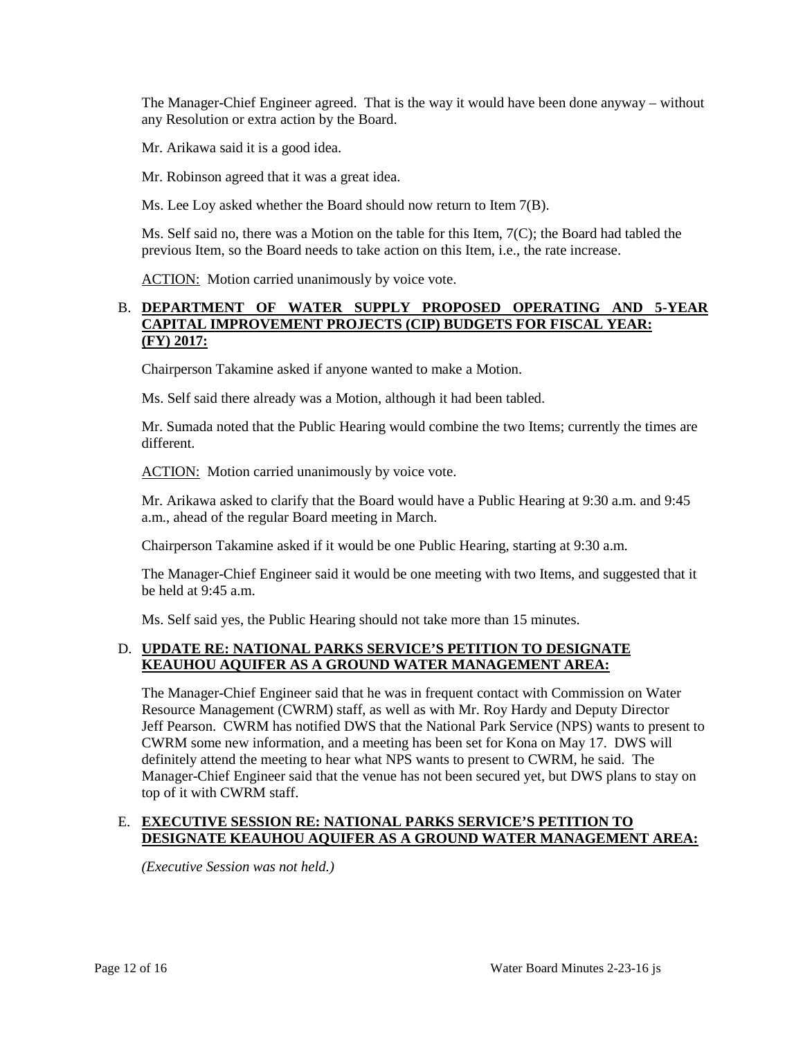The Manager-Chief Engineer agreed. That is the way it would have been done anyway – without any Resolution or extra action by the Board.

Mr. Arikawa said it is a good idea.

Mr. Robinson agreed that it was a great idea.

Ms. Lee Loy asked whether the Board should now return to Item 7(B).

Ms. Self said no, there was a Motion on the table for this Item, 7(C); the Board had tabled the previous Item, so the Board needs to take action on this Item, i.e., the rate increase.

ACTION: Motion carried unanimously by voice vote.

B. **DEPARTMENT OF WATER SUPPLY PROPOSED OPERATING AND 5-YEAR CAPITAL IMPROVEMENT PROJECTS (CIP) BUDGETS FOR FISCAL YEAR: (FY) 2017:**

Chairperson Takamine asked if anyone wanted to make a Motion.

Ms. Self said there already was a Motion, although it had been tabled.

Mr. Sumada noted that the Public Hearing would combine the two Items; currently the times are different.

ACTION: Motion carried unanimously by voice vote.

Mr. Arikawa asked to clarify that the Board would have a Public Hearing at 9:30 a.m. and 9:45 a.m., ahead of the regular Board meeting in March.

Chairperson Takamine asked if it would be one Public Hearing, starting at 9:30 a.m.

The Manager-Chief Engineer said it would be one meeting with two Items, and suggested that it be held at 9:45 a.m.

Ms. Self said yes, the Public Hearing should not take more than 15 minutes.

D. **UPDATE RE: NATIONAL PARKS SERVICE'S PETITION TO DESIGNATE KEAUHOU AQUIFER AS A GROUND WATER MANAGEMENT AREA:**

The Manager-Chief Engineer said that he was in frequent contact with Commission on Water Resource Management (CWRM) staff, as well as with Mr. Roy Hardy and Deputy Director Jeff Pearson. CWRM has notified DWS that the National Park Service (NPS) wants to present to CWRM some new information, and a meeting has been set for Kona on May 17. DWS will definitely attend the meeting to hear what NPS wants to present to CWRM, he said. The Manager-Chief Engineer said that the venue has not been secured yet, but DWS plans to stay on top of it with CWRM staff.

E. **EXECUTIVE SESSION RE: NATIONAL PARKS SERVICE'S PETITION TO DESIGNATE KEAUHOU AQUIFER AS A GROUND WATER MANAGEMENT AREA:**

*(Executive Session was not held.)*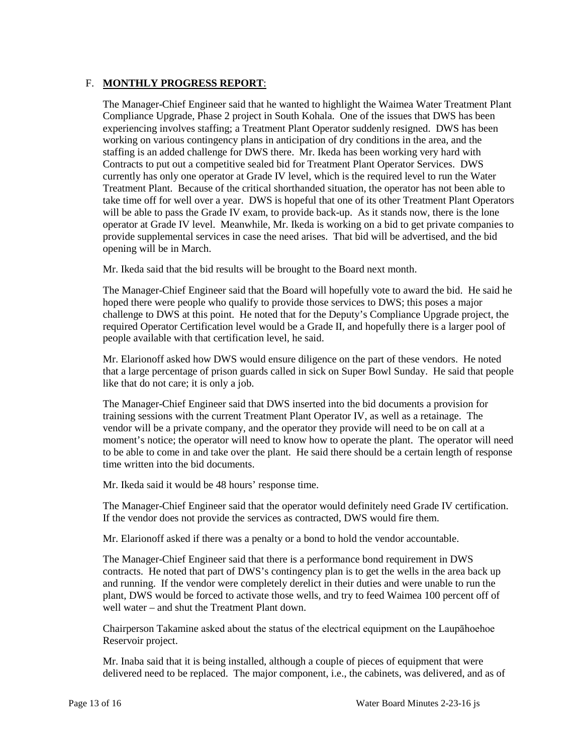F. **MONTHLY PROGRESS REPORT**:

The Manager-Chief Engineer said that he wanted to highlight the Waimea Water Treatment Plant Compliance Upgrade, Phase 2 project in South Kohala. One of the issues that DWS has been experiencing involves staffing; a Treatment Plant Operator suddenly resigned. DWS has been working on various contingency plans in anticipation of dry conditions in the area, and the staffing is an added challenge for DWS there. Mr. Ikeda has been working very hard with Contracts to put out a competitive sealed bid for Treatment Plant Operator Services. DWS currently has only one operator at Grade IV level, which is the required level to run the Water Treatment Plant. Because of the critical shorthanded situation, the operator has not been able to take time off for well over a year. DWS is hopeful that one of its other Treatment Plant Operators will be able to pass the Grade IV exam, to provide back-up. As it stands now, there is the lone operator at Grade IV level. Meanwhile, Mr. Ikeda is working on a bid to get private companies to provide supplemental services in case the need arises. That bid will be advertised, and the bid opening will be in March.

Mr. Ikeda said that the bid results will be brought to the Board next month.

The Manager-Chief Engineer said that the Board will hopefully vote to award the bid. He said he hoped there were people who qualify to provide those services to DWS; this poses a major challenge to DWS at this point. He noted that for the Deputy's Compliance Upgrade project, the required Operator Certification level would be a Grade II, and hopefully there is a larger pool of people available with that certification level, he said.

Mr. Elarionoff asked how DWS would ensure diligence on the part of these vendors. He noted that a large percentage of prison guards called in sick on Super Bowl Sunday. He said that people like that do not care; it is only a job.

The Manager-Chief Engineer said that DWS inserted into the bid documents a provision for training sessions with the current Treatment Plant Operator IV, as well as a retainage. The vendor will be a private company, and the operator they provide will need to be on call at a moment's notice; the operator will need to know how to operate the plant. The operator will need to be able to come in and take over the plant. He said there should be a certain length of response time written into the bid documents.

Mr. Ikeda said it would be 48 hours' response time.

The Manager-Chief Engineer said that the operator would definitely need Grade IV certification. If the vendor does not provide the services as contracted, DWS would fire them.

Mr. Elarionoff asked if there was a penalty or a bond to hold the vendor accountable.

The Manager-Chief Engineer said that there is a performance bond requirement in DWS contracts. He noted that part of DWS's contingency plan is to get the wells in the area back up and running. If the vendor were completely derelict in their duties and were unable to run the plant, DWS would be forced to activate those wells, and try to feed Waimea 100 percent off of well water – and shut the Treatment Plant down.

Chairperson Takamine asked about the status of the electrical equipment on the Laupāhoehoe Reservoir project.

Mr. Inaba said that it is being installed, although a couple of pieces of equipment that were delivered need to be replaced. The major component, i.e., the cabinets, was delivered, and as of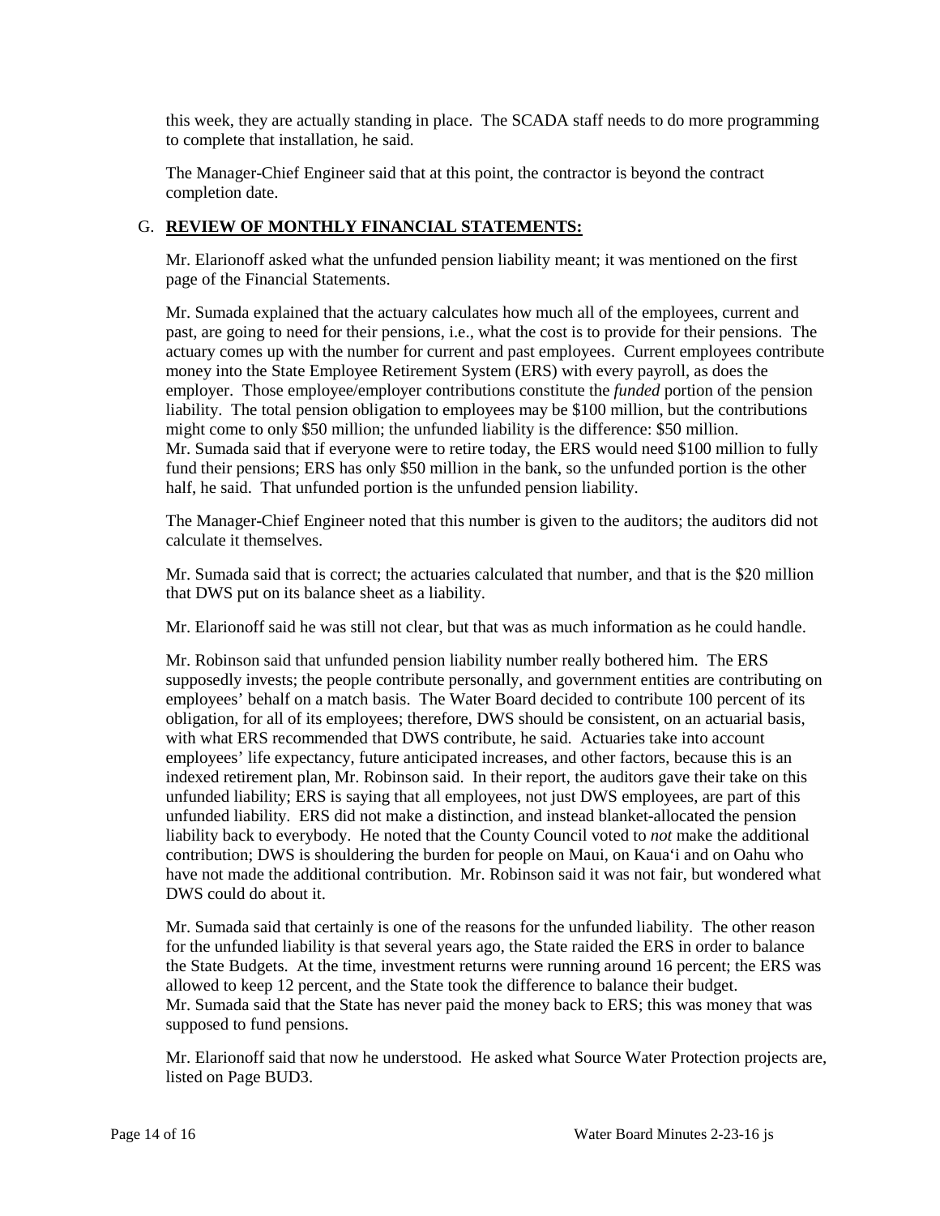this week, they are actually standing in place. The SCADA staff needs to do more programming to complete that installation, he said.

The Manager-Chief Engineer said that at this point, the contractor is beyond the contract completion date.

## G. **REVIEW OF MONTHLY FINANCIAL STATEMENTS:**

Mr. Elarionoff asked what the unfunded pension liability meant; it was mentioned on the first page of the Financial Statements.

Mr. Sumada explained that the actuary calculates how much all of the employees, current and past, are going to need for their pensions, i.e., what the cost is to provide for their pensions. The actuary comes up with the number for current and past employees. Current employees contribute money into the State Employee Retirement System (ERS) with every payroll, as does the employer. Those employee/employer contributions constitute the *funded* portion of the pension liability. The total pension obligation to employees may be $100 million, but the contributions might come to only $50 million; the unfunded liability is the difference: $50 million. Mr. Sumada said that if everyone were to retire today, the ERS would need $100 million to fully fund their pensions; ERS has only $50 million in the bank, so the unfunded portion is the other half, he said. That unfunded portion is the unfunded pension liability.

The Manager-Chief Engineer noted that this number is given to the auditors; the auditors did not calculate it themselves.

Mr. Sumada said that is correct; the actuaries calculated that number, and that is the $20 million that DWS put on its balance sheet as a liability.

Mr. Elarionoff said he was still not clear, but that was as much information as he could handle.

Mr. Robinson said that unfunded pension liability number really bothered him. The ERS supposedly invests; the people contribute personally, and government entities are contributing on employees' behalf on a match basis. The Water Board decided to contribute 100 percent of its obligation, for all of its employees; therefore, DWS should be consistent, on an actuarial basis, with what ERS recommended that DWS contribute, he said. Actuaries take into account employees' life expectancy, future anticipated increases, and other factors, because this is an indexed retirement plan, Mr. Robinson said. In their report, the auditors gave their take on this unfunded liability; ERS is saying that all employees, not just DWS employees, are part of this unfunded liability. ERS did not make a distinction, and instead blanket-allocated the pension liability back to everybody. He noted that the County Council voted to *not* make the additional contribution; DWS is shouldering the burden for people on Maui, on Kaua'i and on Oahu who have not made the additional contribution. Mr. Robinson said it was not fair, but wondered what DWS could do about it.

Mr. Sumada said that certainly is one of the reasons for the unfunded liability. The other reason for the unfunded liability is that several years ago, the State raided the ERS in order to balance the State Budgets. At the time, investment returns were running around 16 percent; the ERS was allowed to keep 12 percent, and the State took the difference to balance their budget. Mr. Sumada said that the State has never paid the money back to ERS; this was money that was supposed to fund pensions.

Mr. Elarionoff said that now he understood. He asked what Source Water Protection projects are, listed on Page BUD3.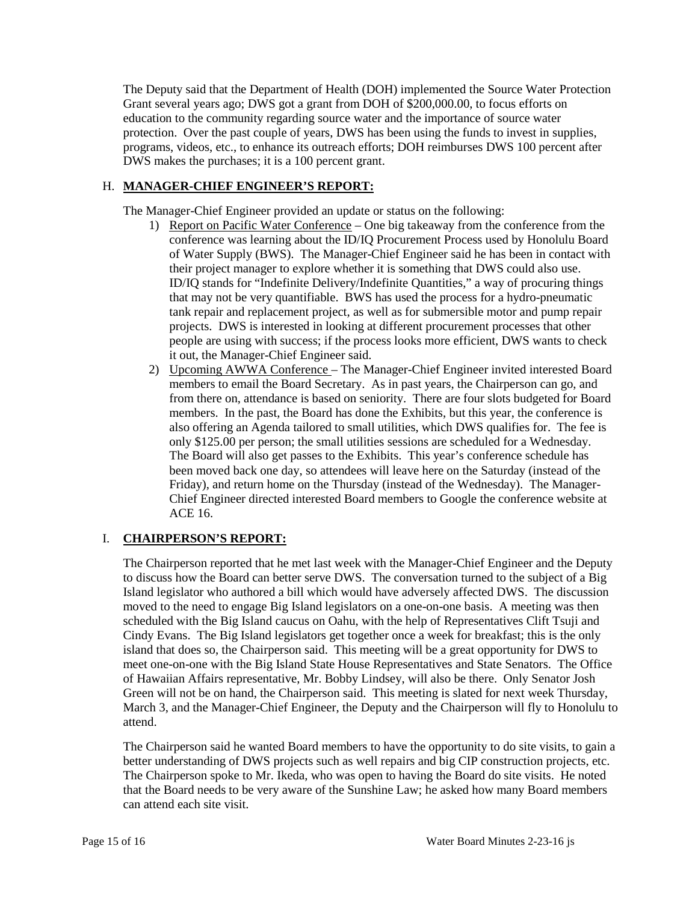The Deputy said that the Department of Health (DOH) implemented the Source Water Protection Grant several years ago; DWS got a grant from DOH of $200,000.00, to focus efforts on education to the community regarding source water and the importance of source water protection. Over the past couple of years, DWS has been using the funds to invest in supplies, programs, videos, etc., to enhance its outreach efforts; DOH reimburses DWS 100 percent after DWS makes the purchases; it is a 100 percent grant.

## H. MANAGER-CHIEF ENGINEER'S REPORT:

The Manager-Chief Engineer provided an update or status on the following:

1) Report on Pacific Water Conference – One big takeaway from the conference from the conference was learning about the ID/IQ Procurement Process used by Honolulu Board of Water Supply (BWS). The Manager-Chief Engineer said he has been in contact with their project manager to explore whether it is something that DWS could also use. ID/IQ stands for "Indefinite Delivery/Indefinite Quantities," a way of procuring things that may not be very quantifiable. BWS has used the process for a hydro-pneumatic tank repair and replacement project, as well as for submersible motor and pump repair projects. DWS is interested in looking at different procurement processes that other people are using with success; if the process looks more efficient, DWS wants to check it out, the Manager-Chief Engineer said.
2) Upcoming AWWA Conference – The Manager-Chief Engineer invited interested Board members to email the Board Secretary. As in past years, the Chairperson can go, and from there on, attendance is based on seniority. There are four slots budgeted for Board members. In the past, the Board has done the Exhibits, but this year, the conference is also offering an Agenda tailored to small utilities, which DWS qualifies for. The fee is only $125.00 per person; the small utilities sessions are scheduled for a Wednesday. The Board will also get passes to the Exhibits. This year's conference schedule has been moved back one day, so attendees will leave here on the Saturday (instead of the Friday), and return home on the Thursday (instead of the Wednesday). The Manager-Chief Engineer directed interested Board members to Google the conference website at ACE 16.

## I. CHAIRPERSON'S REPORT:

The Chairperson reported that he met last week with the Manager-Chief Engineer and the Deputy to discuss how the Board can better serve DWS. The conversation turned to the subject of a Big Island legislator who authored a bill which would have adversely affected DWS. The discussion moved to the need to engage Big Island legislators on a one-on-one basis. A meeting was then scheduled with the Big Island caucus on Oahu, with the help of Representatives Clift Tsuji and Cindy Evans. The Big Island legislators get together once a week for breakfast; this is the only island that does so, the Chairperson said. This meeting will be a great opportunity for DWS to meet one-on-one with the Big Island State House Representatives and State Senators. The Office of Hawaiian Affairs representative, Mr. Bobby Lindsey, will also be there. Only Senator Josh Green will not be on hand, the Chairperson said. This meeting is slated for next week Thursday, March 3, and the Manager-Chief Engineer, the Deputy and the Chairperson will fly to Honolulu to attend.

The Chairperson said he wanted Board members to have the opportunity to do site visits, to gain a better understanding of DWS projects such as well repairs and big CIP construction projects, etc. The Chairperson spoke to Mr. Ikeda, who was open to having the Board do site visits. He noted that the Board needs to be very aware of the Sunshine Law; he asked how many Board members can attend each site visit.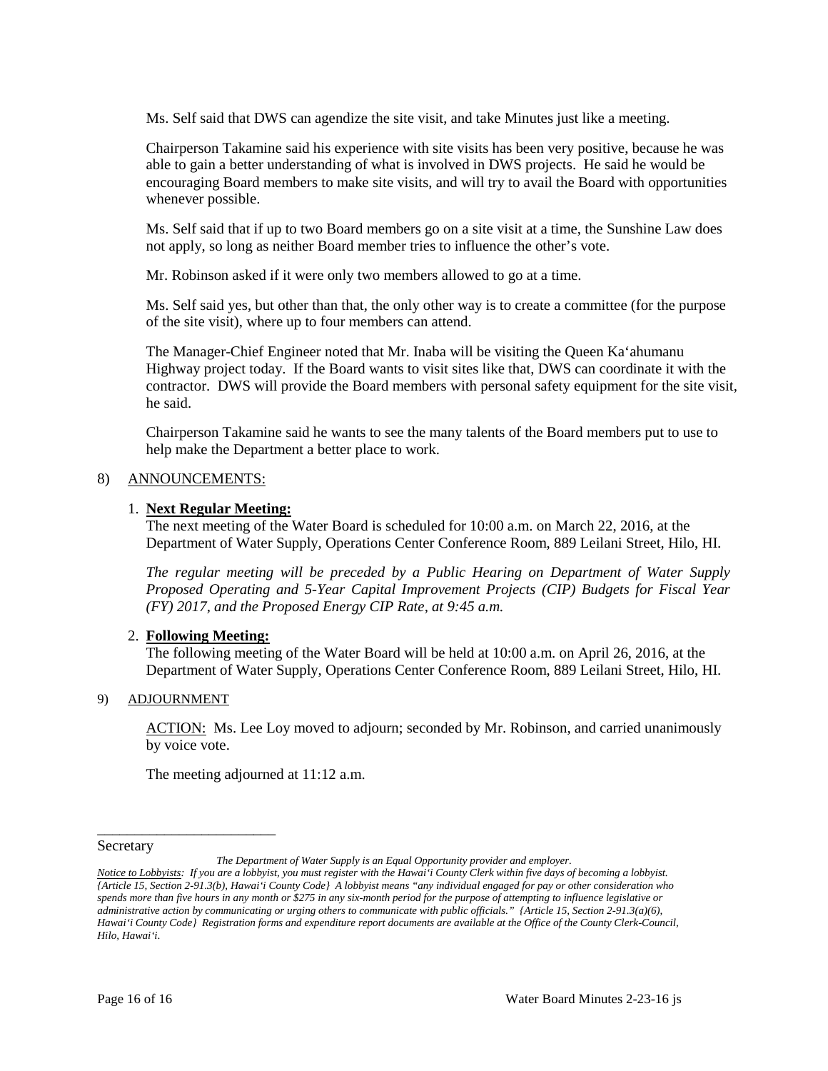Ms. Self said that DWS can agendize the site visit, and take Minutes just like a meeting.

Chairperson Takamine said his experience with site visits has been very positive, because he was able to gain a better understanding of what is involved in DWS projects. He said he would be encouraging Board members to make site visits, and will try to avail the Board with opportunities whenever possible.

Ms. Self said that if up to two Board members go on a site visit at a time, the Sunshine Law does not apply, so long as neither Board member tries to influence the other's vote.

Mr. Robinson asked if it were only two members allowed to go at a time.

Ms. Self said yes, but other than that, the only other way is to create a committee (for the purpose of the site visit), where up to four members can attend.

The Manager-Chief Engineer noted that Mr. Inaba will be visiting the Queen Ka'ahumanu Highway project today. If the Board wants to visit sites like that, DWS can coordinate it with the contractor. DWS will provide the Board members with personal safety equipment for the site visit, he said.

Chairperson Takamine said he wants to see the many talents of the Board members put to use to help make the Department a better place to work.

8) ANNOUNCEMENTS:

1. **Next Regular Meeting:**
   The next meeting of the Water Board is scheduled for 10:00 a.m. on March 22, 2016, at the Department of Water Supply, Operations Center Conference Room, 889 Leilani Street, Hilo, HI.

   *The regular meeting will be preceded by a Public Hearing on Department of Water Supply Proposed Operating and 5-Year Capital Improvement Projects (CIP) Budgets for Fiscal Year (FY) 2017, and the Proposed Energy CIP Rate, at 9:45 a.m.*

2. **Following Meeting:**
   The following meeting of the Water Board will be held at 10:00 a.m. on April 26, 2016, at the Department of Water Supply, Operations Center Conference Room, 889 Leilani Street, Hilo, HI.

9) ADJOURNMENT

ACTION: Ms. Lee Loy moved to adjourn; seconded by Mr. Robinson, and carried unanimously by voice vote.

The meeting adjourned at 11:12 a.m.

\_\_\_\_\_\_\_\_\_\_\_\_\_\_\_\_\_\_\_\_\_\_\_\_\_\_

Secretary

*The Department of Water Supply is an Equal Opportunity provider and employer.*

*Notice to Lobbyists: If you are a lobbyist, you must register with the Hawai'i County Clerk within five days of becoming a lobbyist. {Article 15, Section 2-91.3(b), Hawai'i County Code} A lobbyist means "any individual engaged for pay or other consideration who spends more than five hours in any month or $275 in any six-month period for the purpose of attempting to influence legislative or administrative action by communicating or urging others to communicate with public officials." {Article 15, Section 2-91.3(a)(6), Hawai'i County Code} Registration forms and expenditure report documents are available at the Office of the County Clerk-Council, Hilo, Hawai'i.*